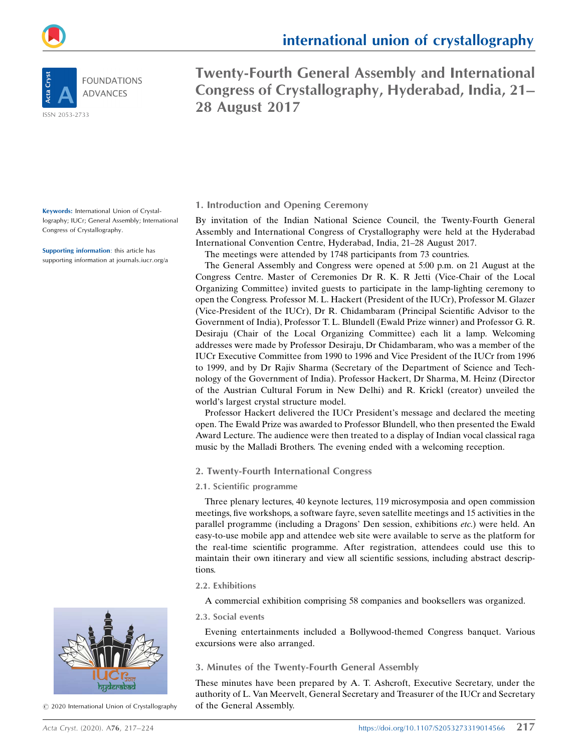# Twenty-Fourth General Assembly and International Congress of Crystallography, Hyderabad, India, 21–28 August 2017

**Keywords:** International Union of Crystallography; IUCr; General Assembly; International Congress of Crystallography.

**Supporting information**: this article has supporting information at journals.iucr.org/a

© 2020 International Union of Crystallography

## 1. Introduction and Opening Ceremony

By invitation of the Indian National Science Council, the Twenty-Fourth General Assembly and International Congress of Crystallography were held at the Hyderabad International Convention Centre, Hyderabad, India, 21–28 August 2017.

The meetings were attended by 1748 participants from 73 countries.

The General Assembly and Congress were opened at 5:00 p.m. on 21 August at the Congress Centre. Master of Ceremonies Dr R. K. R Jetti (Vice-Chair of the Local Organizing Committee) invited guests to participate in the lamp-lighting ceremony to open the Congress. Professor M. L. Hackert (President of the IUCr), Professor M. Glazer (Vice-President of the IUCr), Dr R. Chidambaram (Principal Scientific Advisor to the Government of India), Professor T. L. Blundell (Ewald Prize winner) and Professor G. R. Desiraju (Chair of the Local Organizing Committee) each lit a lamp. Welcoming addresses were made by Professor Desiraju, Dr Chidambaram, who was a member of the IUCr Executive Committee from 1990 to 1996 and Vice President of the IUCr from 1996 to 1999, and by Dr Rajiv Sharma (Secretary of the Department of Science and Technology of the Government of India). Professor Hackert, Dr Sharma, M. Heinz (Director of the Austrian Cultural Forum in New Delhi) and R. Krickl (creator) unveiled the world's largest crystal structure model.

Professor Hackert delivered the IUCr President's message and declared the meeting open. The Ewald Prize was awarded to Professor Blundell, who then presented the Ewald Award Lecture. The audience were then treated to a display of Indian vocal classical raga music by the Malladi Brothers. The evening ended with a welcoming reception.

## 2. Twenty-Fourth International Congress

### 2.1. Scientific programme

Three plenary lectures, 40 keynote lectures, 119 microsymposia and open commission meetings, five workshops, a software fayre, seven satellite meetings and 15 activities in the parallel programme (including a Dragons' Den session, exhibitions *etc.*) were held. An easy-to-use mobile app and attendee web site were available to serve as the platform for the real-time scientific programme. After registration, attendees could use this to maintain their own itinerary and view all scientific sessions, including abstract descriptions.

### 2.2. Exhibitions

A commercial exhibition comprising 58 companies and booksellers was organized.

### 2.3. Social events

Evening entertainments included a Bollywood-themed Congress banquet. Various excursions were also arranged.

## 3. Minutes of the Twenty-Fourth General Assembly

These minutes have been prepared by A. T. Ashcroft, Executive Secretary, under the authority of L. Van Meervelt, General Secretary and Treasurer of the IUCr and Secretary of the General Assembly.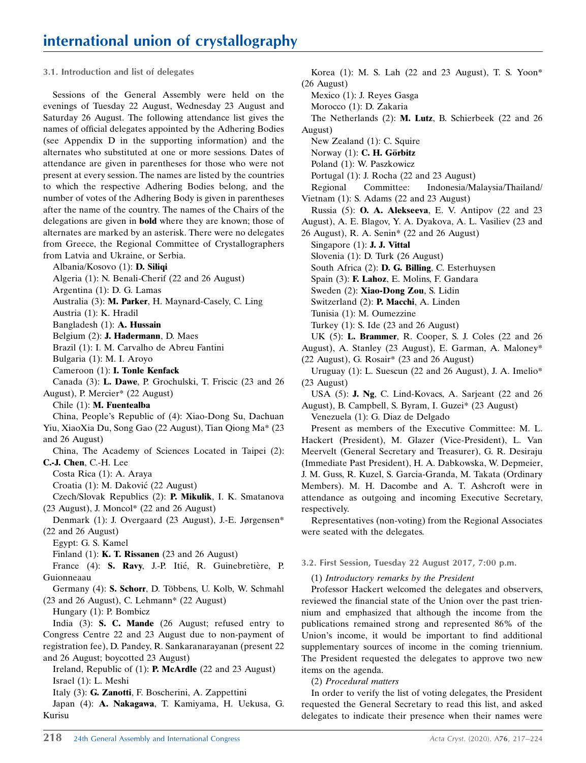### 3.1. Introduction and list of delegates

Sessions of the General Assembly were held on the evenings of Tuesday 22 August, Wednesday 23 August and Saturday 26 August. The following attendance list gives the names of official delegates appointed by the Adhering Bodies (see Appendix D in the supporting information) and the alternates who substituted at one or more sessions. Dates of attendance are given in parentheses for those who were not present at every session. The names are listed by the countries to which the respective Adhering Bodies belong, and the number of votes of the Adhering Body is given in parentheses after the name of the country. The names of the Chairs of the delegations are given in **bold** where they are known; those of alternates are marked by an asterisk. There were no delegates from Greece, the Regional Committee of Crystallographers from Latvia and Ukraine, or Serbia.

Albania/Kosovo (1): **D. Siliqi**
Algeria (1): N. Benali-Cherif (22 and 26 August)
Argentina (1): D. G. Lamas
Australia (3): **M. Parker**, H. Maynard-Casely, C. Ling
Austria (1): K. Hradil
Bangladesh (1): **A. Hussain**
Belgium (2): **J. Hadermann**, D. Maes
Brazil (1): I. M. Carvalho de Abreu Fantini
Bulgaria (1): M. I. Aroyo
Cameroon (1): **I. Tonle Kenfack**
Canada (3): **L. Dawe**, P. Grochulski, T. Friscic (23 and 26 August), P. Mercier* (22 August)
Chile (1): **M. Fuentealba**
China, People's Republic of (4): Xiao-Dong Su, Dachuan Yiu, XiaoXia Du, Song Gao (22 August), Tian Qiong Ma* (23 and 26 August)
China, The Academy of Sciences Located in Taipei (2): **C.-J. Chen**, C.-H. Lee
Costa Rica (1): A. Araya
Croatia (1): M. Đaković (22 August)
Czech/Slovak Republics (2): **P. Mikulik**, I. K. Smatanova (23 August), J. Moncol* (22 and 26 August)
Denmark (1): J. Overgaard (23 August), J.-E. Jørgensen* (22 and 26 August)
Egypt: G. S. Kamel
Finland (1): **K. T. Rissanen** (23 and 26 August)
France (4): **S. Ravy**, J.-P. Itié, R. Guinebretière, P. Guionneaau
Germany (4): **S. Schorr**, D. Többens, U. Kolb, W. Schmahl (23 and 26 August), C. Lehmann* (22 August)
Hungary (1): P. Bombicz
India (3): **S. C. Mande** (26 August; refused entry to Congress Centre 22 and 23 August due to non-payment of registration fee), D. Pandey, R. Sankaranarayanan (present 22 and 26 August; boycotted 23 August)
Ireland, Republic of (1): **P. McArdle** (22 and 23 August)
Israel (1): L. Meshi
Italy (3): **G. Zanotti**, F. Boscherini, A. Zappettini
Japan (4): **A. Nakagawa**, T. Kamiyama, H. Uekusa, G. Kurisu
Korea (1): M. S. Lah (22 and 23 August), T. S. Yoon* (26 August)
Mexico (1): J. Reyes Gasga
Morocco (1): D. Zakaria
The Netherlands (2): **M. Lutz**, B. Schierbeek (22 and 26 August)
New Zealand (1): C. Squire
Norway (1): **C. H. Görbitz**
Poland (1): W. Paszkowicz
Portugal (1): J. Rocha (22 and 23 August)
Regional Committee: Indonesia/Malaysia/Thailand/Vietnam (1): S. Adams (22 and 23 August)
Russia (5): **O. A. Alekseeva**, E. V. Antipov (22 and 23 August), A. E. Blagov, Y. A. Dyakova, A. L. Vasiliev (23 and 26 August), R. A. Senin* (22 and 26 August)
Singapore (1): **J. J. Vittal**
Slovenia (1): D. Turk (26 August)
South Africa (2): **D. G. Billing**, C. Esterhuysen
Spain (3): **F. Lahoz**, E. Molins, F. Gandara
Sweden (2): **Xiao-Dong Zou**, S. Lidin
Switzerland (2): **P. Macchi**, A. Linden
Tunisia (1): M. Oumezzine
Turkey (1): S. Ide (23 and 26 August)
UK (5): **L. Brammer**, R. Cooper, S. J. Coles (22 and 26 August), A. Stanley (23 August), E. Garman, A. Maloney* (22 August), G. Rosair* (23 and 26 August)
Uruguay (1): L. Suescun (22 and 26 August), J. A. Imelio* (23 August)
USA (5): **J. Ng**, C. Lind-Kovacs, A. Sarjeant (22 and 26 August), B. Campbell, S. Byram, I. Guzei* (23 August)
Venezuela (1): G. Diaz de Delgado

Present as members of the Executive Committee: M. L. Hackert (President), M. Glazer (Vice-President), L. Van Meervelt (General Secretary and Treasurer), G. R. Desiraju (Immediate Past President), H. A. Dabkowska, W. Depmeier, J. M. Guss, R. Kuzel, S. Garcia-Granda, M. Takata (Ordinary Members). M. H. Dacombe and A. T. Ashcroft were in attendance as outgoing and incoming Executive Secretary, respectively.

Representatives (non-voting) from the Regional Associates were seated with the delegates.

### 3.2. First Session, Tuesday 22 August 2017, 7:00 p.m.

(1) *Introductory remarks by the President*

Professor Hackert welcomed the delegates and observers, reviewed the financial state of the Union over the past triennium and emphasized that although the income from the publications remained strong and represented 86% of the Union's income, it would be important to find additional supplementary sources of income in the coming triennium. The President requested the delegates to approve two new items on the agenda.

(2) *Procedural matters*

In order to verify the list of voting delegates, the President requested the General Secretary to read this list, and asked delegates to indicate their presence when their names were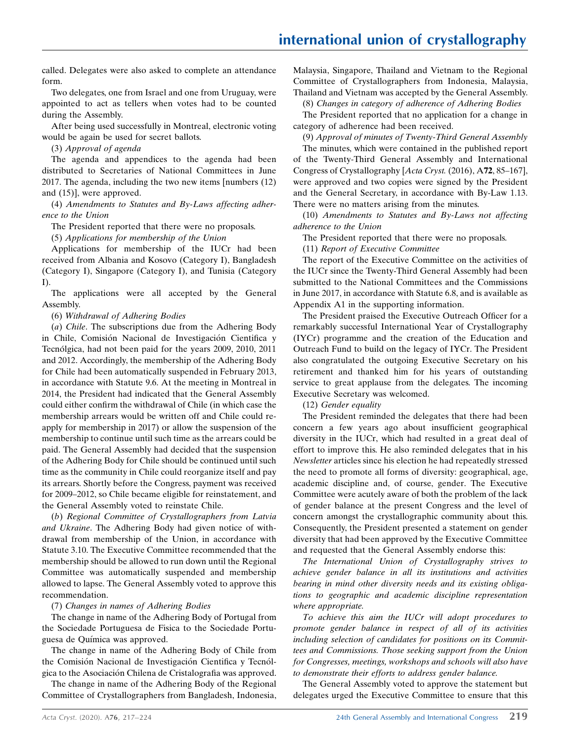called. Delegates were also asked to complete an attendance form.

Two delegates, one from Israel and one from Uruguay, were appointed to act as tellers when votes had to be counted during the Assembly.

After being used successfully in Montreal, electronic voting would be again be used for secret ballots.

(3) *Approval of agenda*

The agenda and appendices to the agenda had been distributed to Secretaries of National Committees in June 2017. The agenda, including the two new items [numbers (12) and (15)], were approved.

(4) *Amendments to Statutes and By-Laws affecting adherence to the Union*

The President reported that there were no proposals.

(5) *Applications for membership of the Union*

Applications for membership of the IUCr had been received from Albania and Kosovo (Category I), Bangladesh (Category I), Singapore (Category I), and Tunisia (Category I).

The applications were all accepted by the General Assembly.

(6) *Withdrawal of Adhering Bodies*

(*a*) *Chile*. The subscriptions due from the Adhering Body in Chile, Comisión Nacional de Investigación Cientifica y Tecnólgica, had not been paid for the years 2009, 2010, 2011 and 2012. Accordingly, the membership of the Adhering Body for Chile had been automatically suspended in February 2013, in accordance with Statute 9.6. At the meeting in Montreal in 2014, the President had indicated that the General Assembly could either confirm the withdrawal of Chile (in which case the membership arrears would be written off and Chile could re-apply for membership in 2017) or allow the suspension of the membership to continue until such time as the arrears could be paid. The General Assembly had decided that the suspension of the Adhering Body for Chile should be continued until such time as the community in Chile could reorganize itself and pay its arrears. Shortly before the Congress, payment was received for 2009–2012, so Chile became eligible for reinstatement, and the General Assembly voted to reinstate Chile.

(*b*) *Regional Committee of Crystallographers from Latvia and Ukraine*. The Adhering Body had given notice of withdrawal from membership of the Union, in accordance with Statute 3.10. The Executive Committee recommended that the membership should be allowed to run down until the Regional Committee was automatically suspended and membership allowed to lapse. The General Assembly voted to approve this recommendation.

(7) *Changes in names of Adhering Bodies*

The change in name of the Adhering Body of Portugal from the Sociedade Portuguesa de Fisica to the Sociedade Portuguesa de Química was approved.

The change in name of the Adhering Body of Chile from the Comisión Nacional de Investigación Cientifica y Tecnólgica to the Asociación Chilena de Cristalografia was approved.

The change in name of the Adhering Body of the Regional Committee of Crystallographers from Bangladesh, Indonesia, Malaysia, Singapore, Thailand and Vietnam to the Regional Committee of Crystallographers from Indonesia, Malaysia, Thailand and Vietnam was accepted by the General Assembly.

(8) *Changes in category of adherence of Adhering Bodies*

The President reported that no application for a change in category of adherence had been received.

(9) *Approval of minutes of Twenty-Third General Assembly*

The minutes, which were contained in the published report of the Twenty-Third General Assembly and International Congress of Crystallography [*Acta Cryst.* (2016), A**72**, 85–167], were approved and two copies were signed by the President and the General Secretary, in accordance with By-Law 1.13. There were no matters arising from the minutes.

(10) *Amendments to Statutes and By-Laws not affecting adherence to the Union*

The President reported that there were no proposals.

(11) *Report of Executive Committee*

The report of the Executive Committee on the activities of the IUCr since the Twenty-Third General Assembly had been submitted to the National Committees and the Commissions in June 2017, in accordance with Statute 6.8, and is available as Appendix A1 in the supporting information.

The President praised the Executive Outreach Officer for a remarkably successful International Year of Crystallography (IYCr) programme and the creation of the Education and Outreach Fund to build on the legacy of IYCr. The President also congratulated the outgoing Executive Secretary on his retirement and thanked him for his years of outstanding service to great applause from the delegates. The incoming Executive Secretary was welcomed.

(12) *Gender equality*

The President reminded the delegates that there had been concern a few years ago about insufficient geographical diversity in the IUCr, which had resulted in a great deal of effort to improve this. He also reminded delegates that in his *Newsletter* articles since his election he had repeatedly stressed the need to promote all forms of diversity: geographical, age, academic discipline and, of course, gender. The Executive Committee were acutely aware of both the problem of the lack of gender balance at the present Congress and the level of concern amongst the crystallographic community about this. Consequently, the President presented a statement on gender diversity that had been approved by the Executive Committee and requested that the General Assembly endorse this:

*The International Union of Crystallography strives to achieve gender balance in all its institutions and activities bearing in mind other diversity needs and its existing obligations to geographic and academic discipline representation where appropriate.*

*To achieve this aim the IUCr will adopt procedures to promote gender balance in respect of all of its activities including selection of candidates for positions on its Committees and Commissions. Those seeking support from the Union for Congresses, meetings, workshops and schools will also have to demonstrate their efforts to address gender balance.*

The General Assembly voted to approve the statement but delegates urged the Executive Committee to ensure that this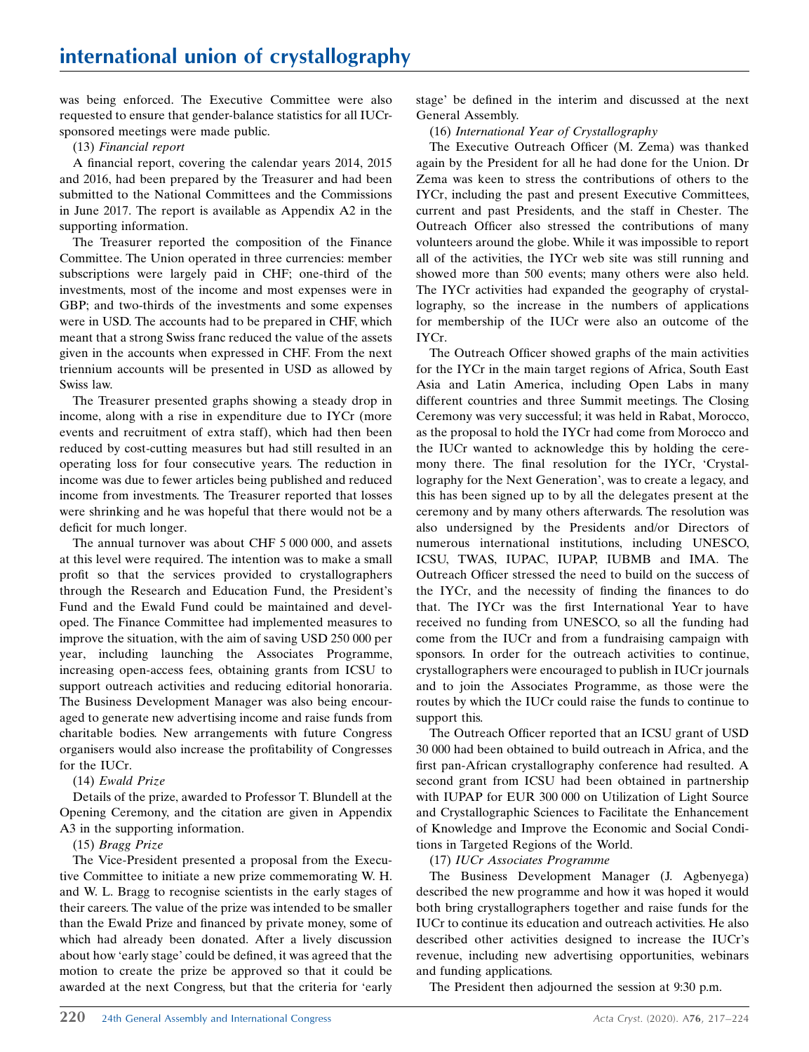was being enforced. The Executive Committee were also requested to ensure that gender-balance statistics for all IUCr-sponsored meetings were made public.

(13) *Financial report*

A financial report, covering the calendar years 2014, 2015 and 2016, had been prepared by the Treasurer and had been submitted to the National Committees and the Commissions in June 2017. The report is available as Appendix A2 in the supporting information.

The Treasurer reported the composition of the Finance Committee. The Union operated in three currencies: member subscriptions were largely paid in CHF; one-third of the investments, most of the income and most expenses were in GBP; and two-thirds of the investments and some expenses were in USD. The accounts had to be prepared in CHF, which meant that a strong Swiss franc reduced the value of the assets given in the accounts when expressed in CHF. From the next triennium accounts will be presented in USD as allowed by Swiss law.

The Treasurer presented graphs showing a steady drop in income, along with a rise in expenditure due to IYCr (more events and recruitment of extra staff), which had then been reduced by cost-cutting measures but had still resulted in an operating loss for four consecutive years. The reduction in income was due to fewer articles being published and reduced income from investments. The Treasurer reported that losses were shrinking and he was hopeful that there would not be a deficit for much longer.

The annual turnover was about CHF 5 000 000, and assets at this level were required. The intention was to make a small profit so that the services provided to crystallographers through the Research and Education Fund, the President's Fund and the Ewald Fund could be maintained and developed. The Finance Committee had implemented measures to improve the situation, with the aim of saving USD 250 000 per year, including launching the Associates Programme, increasing open-access fees, obtaining grants from ICSU to support outreach activities and reducing editorial honoraria. The Business Development Manager was also being encouraged to generate new advertising income and raise funds from charitable bodies. New arrangements with future Congress organisers would also increase the profitability of Congresses for the IUCr.

(14) *Ewald Prize*

Details of the prize, awarded to Professor T. Blundell at the Opening Ceremony, and the citation are given in Appendix A3 in the supporting information.

(15) *Bragg Prize*

The Vice-President presented a proposal from the Executive Committee to initiate a new prize commemorating W. H. and W. L. Bragg to recognise scientists in the early stages of their careers. The value of the prize was intended to be smaller than the Ewald Prize and financed by private money, some of which had already been donated. After a lively discussion about how 'early stage' could be defined, it was agreed that the motion to create the prize be approved so that it could be awarded at the next Congress, but that the criteria for 'early stage' be defined in the interim and discussed at the next General Assembly.

(16) *International Year of Crystallography*

The Executive Outreach Officer (M. Zema) was thanked again by the President for all he had done for the Union. Dr Zema was keen to stress the contributions of others to the IYCr, including the past and present Executive Committees, current and past Presidents, and the staff in Chester. The Outreach Officer also stressed the contributions of many volunteers around the globe. While it was impossible to report all of the activities, the IYCr web site was still running and showed more than 500 events; many others were also held. The IYCr activities had expanded the geography of crystallography, so the increase in the numbers of applications for membership of the IUCr were also an outcome of the IYCr.

The Outreach Officer showed graphs of the main activities for the IYCr in the main target regions of Africa, South East Asia and Latin America, including Open Labs in many different countries and three Summit meetings. The Closing Ceremony was very successful; it was held in Rabat, Morocco, as the proposal to hold the IYCr had come from Morocco and the IUCr wanted to acknowledge this by holding the ceremony there. The final resolution for the IYCr, 'Crystallography for the Next Generation', was to create a legacy, and this has been signed up to by all the delegates present at the ceremony and by many others afterwards. The resolution was also undersigned by the Presidents and/or Directors of numerous international institutions, including UNESCO, ICSU, TWAS, IUPAC, IUPAP, IUBMB and IMA. The Outreach Officer stressed the need to build on the success of the IYCr, and the necessity of finding the finances to do that. The IYCr was the first International Year to have received no funding from UNESCO, so all the funding had come from the IUCr and from a fundraising campaign with sponsors. In order for the outreach activities to continue, crystallographers were encouraged to publish in IUCr journals and to join the Associates Programme, as those were the routes by which the IUCr could raise the funds to continue to support this.

The Outreach Officer reported that an ICSU grant of USD 30 000 had been obtained to build outreach in Africa, and the first pan-African crystallography conference had resulted. A second grant from ICSU had been obtained in partnership with IUPAP for EUR 300 000 on Utilization of Light Source and Crystallographic Sciences to Facilitate the Enhancement of Knowledge and Improve the Economic and Social Conditions in Targeted Regions of the World.

(17) *IUCr Associates Programme*

The Business Development Manager (J. Agbenyega) described the new programme and how it was hoped it would both bring crystallographers together and raise funds for the IUCr to continue its education and outreach activities. He also described other activities designed to increase the IUCr's revenue, including new advertising opportunities, webinars and funding applications.

The President then adjourned the session at 9:30 p.m.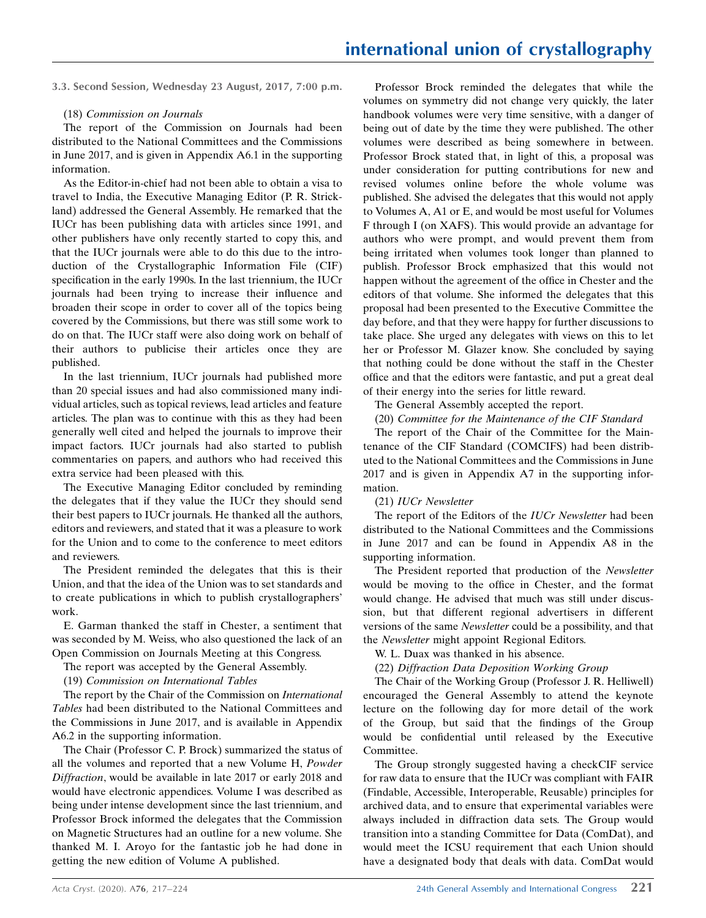### 3.3. Second Session, Wednesday 23 August, 2017, 7:00 p.m.

(18) *Commission on Journals*

The report of the Commission on Journals had been distributed to the National Committees and the Commissions in June 2017, and is given in Appendix A6.1 in the supporting information.

As the Editor-in-chief had not been able to obtain a visa to travel to India, the Executive Managing Editor (P. R. Strickland) addressed the General Assembly. He remarked that the IUCr has been publishing data with articles since 1991, and other publishers have only recently started to copy this, and that the IUCr journals were able to do this due to the introduction of the Crystallographic Information File (CIF) specification in the early 1990s. In the last triennium, the IUCr journals had been trying to increase their influence and broaden their scope in order to cover all of the topics being covered by the Commissions, but there was still some work to do on that. The IUCr staff were also doing work on behalf of their authors to publicise their articles once they are published.

In the last triennium, IUCr journals had published more than 20 special issues and had also commissioned many individual articles, such as topical reviews, lead articles and feature articles. The plan was to continue with this as they had been generally well cited and helped the journals to improve their impact factors. IUCr journals had also started to publish commentaries on papers, and authors who had received this extra service had been pleased with this.

The Executive Managing Editor concluded by reminding the delegates that if they value the IUCr they should send their best papers to IUCr journals. He thanked all the authors, editors and reviewers, and stated that it was a pleasure to work for the Union and to come to the conference to meet editors and reviewers.

The President reminded the delegates that this is their Union, and that the idea of the Union was to set standards and to create publications in which to publish crystallographers' work.

E. Garman thanked the staff in Chester, a sentiment that was seconded by M. Weiss, who also questioned the lack of an Open Commission on Journals Meeting at this Congress.

The report was accepted by the General Assembly.

(19) *Commission on International Tables*

The report by the Chair of the Commission on *International Tables* had been distributed to the National Committees and the Commissions in June 2017, and is available in Appendix A6.2 in the supporting information.

The Chair (Professor C. P. Brock) summarized the status of all the volumes and reported that a new Volume H, *Powder Diffraction*, would be available in late 2017 or early 2018 and would have electronic appendices. Volume I was described as being under intense development since the last triennium, and Professor Brock informed the delegates that the Commission on Magnetic Structures had an outline for a new volume. She thanked M. I. Aroyo for the fantastic job he had done in getting the new edition of Volume A published.

Professor Brock reminded the delegates that while the volumes on symmetry did not change very quickly, the later handbook volumes were very time sensitive, with a danger of being out of date by the time they were published. The other volumes were described as being somewhere in between. Professor Brock stated that, in light of this, a proposal was under consideration for putting contributions for new and revised volumes online before the whole volume was published. She advised the delegates that this would not apply to Volumes A, A1 or E, and would be most useful for Volumes F through I (on XAFS). This would provide an advantage for authors who were prompt, and would prevent them from being irritated when volumes took longer than planned to publish. Professor Brock emphasized that this would not happen without the agreement of the office in Chester and the editors of that volume. She informed the delegates that this proposal had been presented to the Executive Committee the day before, and that they were happy for further discussions to take place. She urged any delegates with views on this to let her or Professor M. Glazer know. She concluded by saying that nothing could be done without the staff in the Chester office and that the editors were fantastic, and put a great deal of their energy into the series for little reward.

The General Assembly accepted the report.

(20) *Committee for the Maintenance of the CIF Standard*

The report of the Chair of the Committee for the Maintenance of the CIF Standard (COMCIFS) had been distributed to the National Committees and the Commissions in June 2017 and is given in Appendix A7 in the supporting information.

(21) *IUCr Newsletter*

The report of the Editors of the *IUCr Newsletter* had been distributed to the National Committees and the Commissions in June 2017 and can be found in Appendix A8 in the supporting information.

The President reported that production of the *Newsletter* would be moving to the office in Chester, and the format would change. He advised that much was still under discussion, but that different regional advertisers in different versions of the same *Newsletter* could be a possibility, and that the *Newsletter* might appoint Regional Editors.

W. L. Duax was thanked in his absence.

(22) *Diffraction Data Deposition Working Group*

The Chair of the Working Group (Professor J. R. Helliwell) encouraged the General Assembly to attend the keynote lecture on the following day for more detail of the work of the Group, but said that the findings of the Group would be confidential until released by the Executive Committee.

The Group strongly suggested having a checkCIF service for raw data to ensure that the IUCr was compliant with FAIR (Findable, Accessible, Interoperable, Reusable) principles for archived data, and to ensure that experimental variables were always included in diffraction data sets. The Group would transition into a standing Committee for Data (ComDat), and would meet the ICSU requirement that each Union should have a designated body that deals with data. ComDat would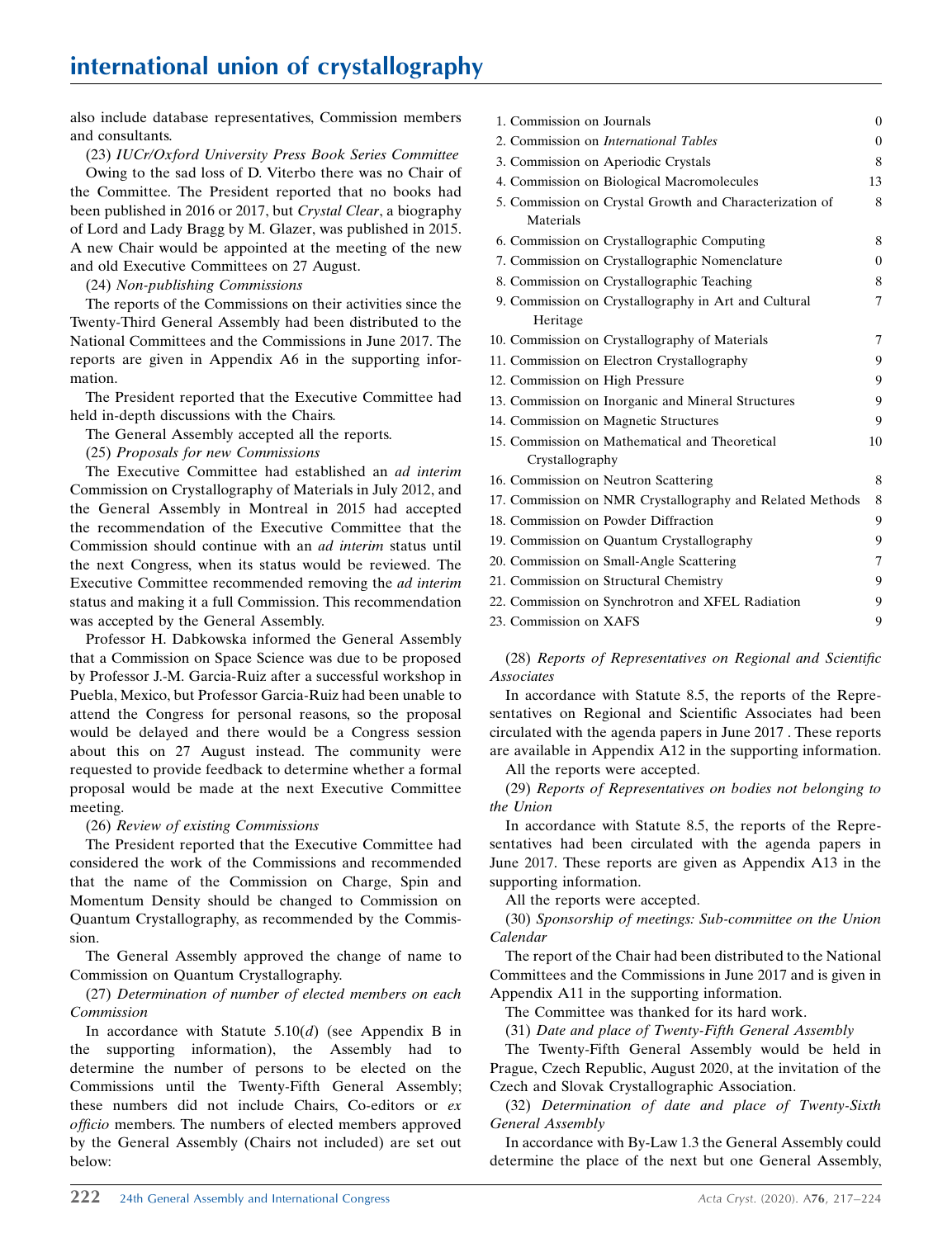also include database representatives, Commission members and consultants.

(23) *IUCr/Oxford University Press Book Series Committee*

Owing to the sad loss of D. Viterbo there was no Chair of the Committee. The President reported that no books had been published in 2016 or 2017, but *Crystal Clear*, a biography of Lord and Lady Bragg by M. Glazer, was published in 2015. A new Chair would be appointed at the meeting of the new and old Executive Committees on 27 August.

(24) *Non-publishing Commissions*

The reports of the Commissions on their activities since the Twenty-Third General Assembly had been distributed to the National Committees and the Commissions in June 2017. The reports are given in Appendix A6 in the supporting information.

The President reported that the Executive Committee had held in-depth discussions with the Chairs.

The General Assembly accepted all the reports.

(25) *Proposals for new Commissions*

The Executive Committee had established an *ad interim* Commission on Crystallography of Materials in July 2012, and the General Assembly in Montreal in 2015 had accepted the recommendation of the Executive Committee that the Commission should continue with an *ad interim* status until the next Congress, when its status would be reviewed. The Executive Committee recommended removing the *ad interim* status and making it a full Commission. This recommendation was accepted by the General Assembly.

Professor H. Dabkowska informed the General Assembly that a Commission on Space Science was due to be proposed by Professor J.-M. Garcia-Ruiz after a successful workshop in Puebla, Mexico, but Professor Garcia-Ruiz had been unable to attend the Congress for personal reasons, so the proposal would be delayed and there would be a Congress session about this on 27 August instead. The community were requested to provide feedback to determine whether a formal proposal would be made at the next Executive Committee meeting.

(26) *Review of existing Commissions*

The President reported that the Executive Committee had considered the work of the Commissions and recommended that the name of the Commission on Charge, Spin and Momentum Density should be changed to Commission on Quantum Crystallography, as recommended by the Commission.

The General Assembly approved the change of name to Commission on Quantum Crystallography.

(27) *Determination of number of elected members on each Commission*

In accordance with Statute 5.10(*d*) (see Appendix B in the supporting information), the Assembly had to determine the number of persons to be elected on the Commissions until the Twenty-Fifth General Assembly; these numbers did not include Chairs, Co-editors or *ex officio* members. The numbers of elected members approved by the General Assembly (Chairs not included) are set out below:

| Commission | Number |
|---|---|
| 1. Commission on Journals | 0 |
| 2. Commission on *International Tables* | 0 |
| 3. Commission on Aperiodic Crystals | 8 |
| 4. Commission on Biological Macromolecules | 13 |
| 5. Commission on Crystal Growth and Characterization of Materials | 8 |
| 6. Commission on Crystallographic Computing | 8 |
| 7. Commission on Crystallographic Nomenclature | 0 |
| 8. Commission on Crystallographic Teaching | 8 |
| 9. Commission on Crystallography in Art and Cultural Heritage | 7 |
| 10. Commission on Crystallography of Materials | 7 |
| 11. Commission on Electron Crystallography | 9 |
| 12. Commission on High Pressure | 9 |
| 13. Commission on Inorganic and Mineral Structures | 9 |
| 14. Commission on Magnetic Structures | 9 |
| 15. Commission on Mathematical and Theoretical Crystallography | 10 |
| 16. Commission on Neutron Scattering | 8 |
| 17. Commission on NMR Crystallography and Related Methods | 8 |
| 18. Commission on Powder Diffraction | 9 |
| 19. Commission on Quantum Crystallography | 9 |
| 20. Commission on Small-Angle Scattering | 7 |
| 21. Commission on Structural Chemistry | 9 |
| 22. Commission on Synchrotron and XFEL Radiation | 9 |
| 23. Commission on XAFS | 9 |

(28) *Reports of Representatives on Regional and Scientific Associates*

In accordance with Statute 8.5, the reports of the Representatives on Regional and Scientific Associates had been circulated with the agenda papers in June 2017 . These reports are available in Appendix A12 in the supporting information.

All the reports were accepted.

(29) *Reports of Representatives on bodies not belonging to the Union*

In accordance with Statute 8.5, the reports of the Representatives had been circulated with the agenda papers in June 2017. These reports are given as Appendix A13 in the supporting information.

All the reports were accepted.

(30) *Sponsorship of meetings: Sub-committee on the Union Calendar*

The report of the Chair had been distributed to the National Committees and the Commissions in June 2017 and is given in Appendix A11 in the supporting information.

The Committee was thanked for its hard work.

(31) *Date and place of Twenty-Fifth General Assembly*

The Twenty-Fifth General Assembly would be held in Prague, Czech Republic, August 2020, at the invitation of the Czech and Slovak Crystallographic Association.

(32) *Determination of date and place of Twenty-Sixth General Assembly*

In accordance with By-Law 1.3 the General Assembly could determine the place of the next but one General Assembly,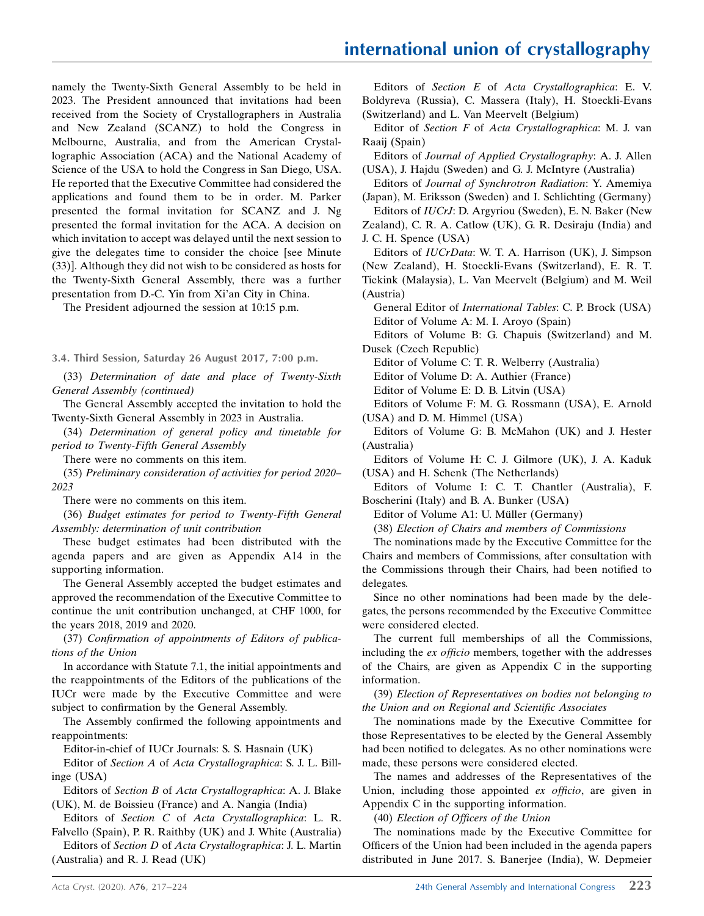namely the Twenty-Sixth General Assembly to be held in 2023. The President announced that invitations had been received from the Society of Crystallographers in Australia and New Zealand (SCANZ) to hold the Congress in Melbourne, Australia, and from the American Crystallographic Association (ACA) and the National Academy of Science of the USA to hold the Congress in San Diego, USA. He reported that the Executive Committee had considered the applications and found them to be in order. M. Parker presented the formal invitation for SCANZ and J. Ng presented the formal invitation for the ACA. A decision on which invitation to accept was delayed until the next session to give the delegates time to consider the choice [see Minute (33)]. Although they did not wish to be considered as hosts for the Twenty-Sixth General Assembly, there was a further presentation from D.-C. Yin from Xi'an City in China.

The President adjourned the session at 10:15 p.m.

### 3.4. Third Session, Saturday 26 August 2017, 7:00 p.m.

(33) *Determination of date and place of Twenty-Sixth General Assembly (continued)*

The General Assembly accepted the invitation to hold the Twenty-Sixth General Assembly in 2023 in Australia.

(34) *Determination of general policy and timetable for period to Twenty-Fifth General Assembly*

There were no comments on this item.

(35) *Preliminary consideration of activities for period 2020–2023*

There were no comments on this item.

(36) *Budget estimates for period to Twenty-Fifth General Assembly: determination of unit contribution*

These budget estimates had been distributed with the agenda papers and are given as Appendix A14 in the supporting information.

The General Assembly accepted the budget estimates and approved the recommendation of the Executive Committee to continue the unit contribution unchanged, at CHF 1000, for the years 2018, 2019 and 2020.

(37) *Confirmation of appointments of Editors of publications of the Union*

In accordance with Statute 7.1, the initial appointments and the reappointments of the Editors of the publications of the IUCr were made by the Executive Committee and were subject to confirmation by the General Assembly.

The Assembly confirmed the following appointments and reappointments:

Editor-in-chief of IUCr Journals: S. S. Hasnain (UK)

Editor of *Section A* of *Acta Crystallographica*: S. J. L. Billinge (USA)

Editors of *Section B* of *Acta Crystallographica*: A. J. Blake (UK), M. de Boissieu (France) and A. Nangia (India)

Editors of *Section C* of *Acta Crystallographica*: L. R. Falvello (Spain), P. R. Raithby (UK) and J. White (Australia)

Editors of *Section D* of *Acta Crystallographica*: J. L. Martin (Australia) and R. J. Read (UK)

Editors of *Section E* of *Acta Crystallographica*: E. V. Boldyreva (Russia), C. Massera (Italy), H. Stoeckli-Evans (Switzerland) and L. Van Meervelt (Belgium)

Editor of *Section F* of *Acta Crystallographica*: M. J. van Raaij (Spain)

Editors of *Journal of Applied Crystallography*: A. J. Allen (USA), J. Hajdu (Sweden) and G. J. McIntyre (Australia)

Editors of *Journal of Synchrotron Radiation*: Y. Amemiya (Japan), M. Eriksson (Sweden) and I. Schlichting (Germany)

Editors of *IUCrJ*: D. Argyriou (Sweden), E. N. Baker (New Zealand), C. R. A. Catlow (UK), G. R. Desiraju (India) and J. C. H. Spence (USA)

Editors of *IUCrData*: W. T. A. Harrison (UK), J. Simpson (New Zealand), H. Stoeckli-Evans (Switzerland), E. R. T. Tiekink (Malaysia), L. Van Meervelt (Belgium) and M. Weil (Austria)

General Editor of *International Tables*: C. P. Brock (USA)

Editor of Volume A: M. I. Aroyo (Spain)

Editors of Volume B: G. Chapuis (Switzerland) and M. Dusek (Czech Republic)

Editor of Volume C: T. R. Welberry (Australia)

Editor of Volume D: A. Authier (France)

Editor of Volume E: D. B. Litvin (USA)

Editors of Volume F: M. G. Rossmann (USA), E. Arnold (USA) and D. M. Himmel (USA)

Editors of Volume G: B. McMahon (UK) and J. Hester (Australia)

Editors of Volume H: C. J. Gilmore (UK), J. A. Kaduk (USA) and H. Schenk (The Netherlands)

Editors of Volume I: C. T. Chantler (Australia), F. Boscherini (Italy) and B. A. Bunker (USA)

Editor of Volume A1: U. Müller (Germany)

(38) *Election of Chairs and members of Commissions*

The nominations made by the Executive Committee for the Chairs and members of Commissions, after consultation with the Commissions through their Chairs, had been notified to delegates.

Since no other nominations had been made by the delegates, the persons recommended by the Executive Committee were considered elected.

The current full memberships of all the Commissions, including the *ex officio* members, together with the addresses of the Chairs, are given as Appendix C in the supporting information.

(39) *Election of Representatives on bodies not belonging to the Union and on Regional and Scientific Associates*

The nominations made by the Executive Committee for those Representatives to be elected by the General Assembly had been notified to delegates. As no other nominations were made, these persons were considered elected.

The names and addresses of the Representatives of the Union, including those appointed *ex officio*, are given in Appendix C in the supporting information.

(40) *Election of Officers of the Union*

The nominations made by the Executive Committee for Officers of the Union had been included in the agenda papers distributed in June 2017. S. Banerjee (India), W. Depmeier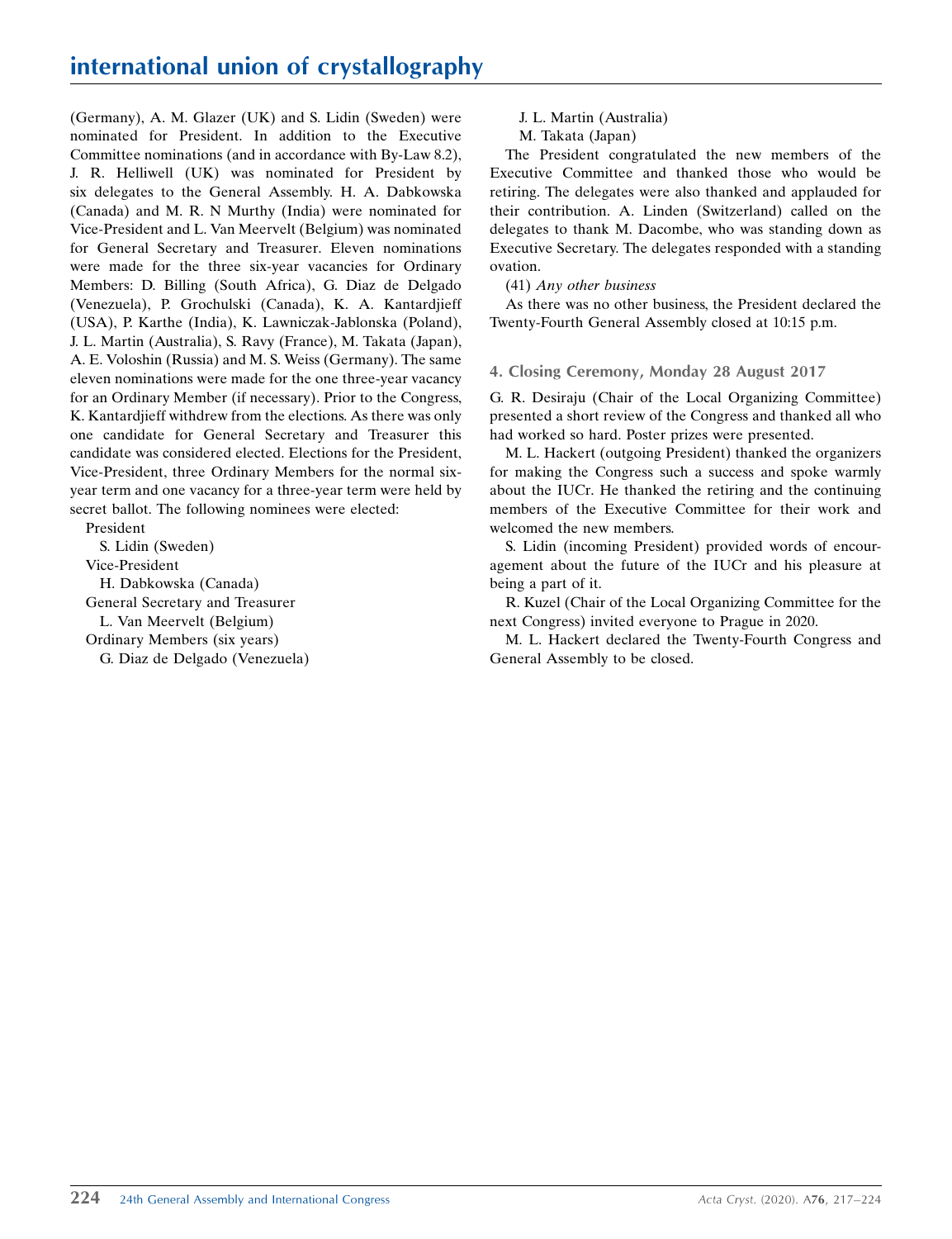(Germany), A. M. Glazer (UK) and S. Lidin (Sweden) were nominated for President. In addition to the Executive Committee nominations (and in accordance with By-Law 8.2), J. R. Helliwell (UK) was nominated for President by six delegates to the General Assembly. H. A. Dabkowska (Canada) and M. R. N Murthy (India) were nominated for Vice-President and L. Van Meervelt (Belgium) was nominated for General Secretary and Treasurer. Eleven nominations were made for the three six-year vacancies for Ordinary Members: D. Billing (South Africa), G. Diaz de Delgado (Venezuela), P. Grochulski (Canada), K. A. Kantardjieff (USA), P. Karthe (India), K. Lawniczak-Jablonska (Poland), J. L. Martin (Australia), S. Ravy (France), M. Takata (Japan), A. E. Voloshin (Russia) and M. S. Weiss (Germany). The same eleven nominations were made for the one three-year vacancy for an Ordinary Member (if necessary). Prior to the Congress, K. Kantardjieff withdrew from the elections. As there was only one candidate for General Secretary and Treasurer this candidate was considered elected. Elections for the President, Vice-President, three Ordinary Members for the normal six-year term and one vacancy for a three-year term were held by secret ballot. The following nominees were elected:

President
S. Lidin (Sweden)

Vice-President
H. Dabkowska (Canada)

General Secretary and Treasurer
L. Van Meervelt (Belgium)

Ordinary Members (six years)
G. Diaz de Delgado (Venezuela)
J. L. Martin (Australia)
M. Takata (Japan)

The President congratulated the new members of the Executive Committee and thanked those who would be retiring. The delegates were also thanked and applauded for their contribution. A. Linden (Switzerland) called on the delegates to thank M. Dacombe, who was standing down as Executive Secretary. The delegates responded with a standing ovation.

(41) *Any other business*

As there was no other business, the President declared the Twenty-Fourth General Assembly closed at 10:15 p.m.

## 4. Closing Ceremony, Monday 28 August 2017

G. R. Desiraju (Chair of the Local Organizing Committee) presented a short review of the Congress and thanked all who had worked so hard. Poster prizes were presented.

M. L. Hackert (outgoing President) thanked the organizers for making the Congress such a success and spoke warmly about the IUCr. He thanked the retiring and the continuing members of the Executive Committee for their work and welcomed the new members.

S. Lidin (incoming President) provided words of encouragement about the future of the IUCr and his pleasure at being a part of it.

R. Kuzel (Chair of the Local Organizing Committee for the next Congress) invited everyone to Prague in 2020.

M. L. Hackert declared the Twenty-Fourth Congress and General Assembly to be closed.